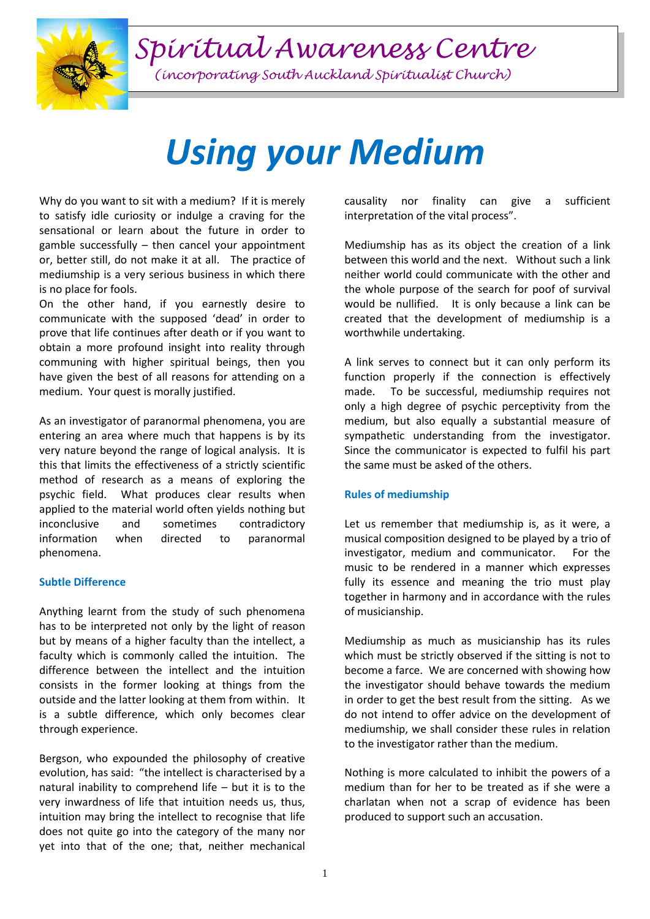# Spiritual Awareness Centre

*(incorporating South Auckland Spiritualist Church)*

# *Using your Medium*

Why do you want to sit with a medium? If it is merely to satisfy idle curiosity or indulge a craving for the sensational or learn about the future in order to gamble successfully – then cancel your appointment or, better still, do not make it at all. The practice of mediumship is a very serious business in which there is no place for fools.

On the other hand, if you earnestly desire to communicate with the supposed 'dead' in order to prove that life continues after death or if you want to obtain a more profound insight into reality through communing with higher spiritual beings, then you have given the best of all reasons for attending on a medium. Your quest is morally justified.

As an investigator of paranormal phenomena, you are entering an area where much that happens is by its very nature beyond the range of logical analysis. It is this that limits the effectiveness of a strictly scientific method of research as a means of exploring the psychic field. What produces clear results when applied to the material world often yields nothing but inconclusive and sometimes contradictory information when directed to paranormal phenomena.

### Subtle Difference

Anything learnt from the study of such phenomena has to be interpreted not only by the light of reason but by means of a higher faculty than the intellect, a faculty which is commonly called the intuition. The difference between the intellect and the intuition consists in the former looking at things from the outside and the latter looking at them from within. It is a subtle difference, which only becomes clear through experience.

Bergson, who expounded the philosophy of creative evolution, has said: "the intellect is characterised by a natural inability to comprehend life – but it is to the very inwardness of life that intuition needs us, thus, intuition may bring the intellect to recognise that life does not quite go into the category of the many nor yet into that of the one; that, neither mechanical causality nor finality can give a sufficient interpretation of the vital process".

Mediumship has as its object the creation of a link between this world and the next. Without such a link neither world could communicate with the other and the whole purpose of the search for poof of survival would be nullified. It is only because a link can be created that the development of mediumship is a worthwhile undertaking.

A link serves to connect but it can only perform its function properly if the connection is effectively made. To be successful, mediumship requires not only a high degree of psychic perceptivity from the medium, but also equally a substantial measure of sympathetic understanding from the investigator. Since the communicator is expected to fulfil his part the same must be asked of the others.

### Rules of mediumship

Let us remember that mediumship is, as it were, a musical composition designed to be played by a trio of investigator, medium and communicator. For the music to be rendered in a manner which expresses fully its essence and meaning the trio must play together in harmony and in accordance with the rules of musicianship.

Mediumship as much as musicianship has its rules which must be strictly observed if the sitting is not to become a farce. We are concerned with showing how the investigator should behave towards the medium in order to get the best result from the sitting. As we do not intend to offer advice on the development of mediumship, we shall consider these rules in relation to the investigator rather than the medium.

Nothing is more calculated to inhibit the powers of a medium than for her to be treated as if she were a charlatan when not a scrap of evidence has been produced to support such an accusation.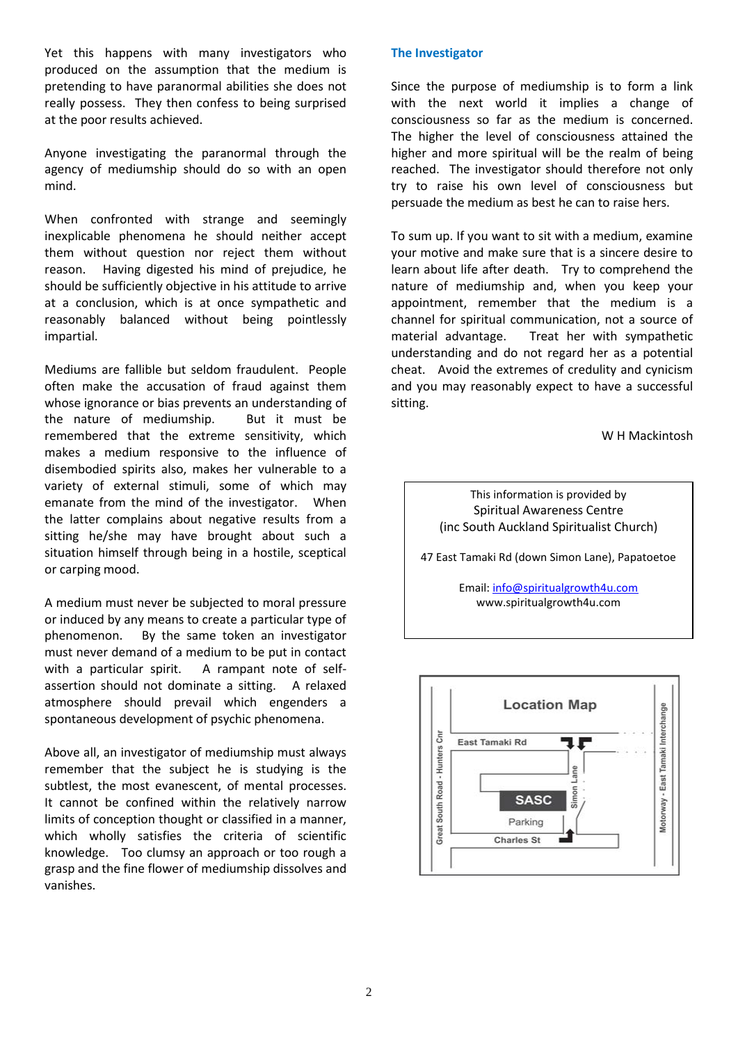Yet this happens with many investigators who produced on the assumption that the medium is pretending to have paranormal abilities she does not really possess. They then confess to being surprised at the poor results achieved.

Anyone investigating the paranormal through the agency of mediumship should do so with an open mind.

When confronted with strange and seemingly inexplicable phenomena he should neither accept them without question nor reject them without reason. Having digested his mind of prejudice, he should be sufficiently objective in his attitude to arrive at a conclusion, which is at once sympathetic and reasonably balanced without being pointlessly impartial.

Mediums are fallible but seldom fraudulent. People often make the accusation of fraud against them whose ignorance or bias prevents an understanding of the nature of mediumship. But it must be remembered that the extreme sensitivity, which makes a medium responsive to the influence of disembodied spirits also, makes her vulnerable to a variety of external stimuli, some of which may emanate from the mind of the investigator. When the latter complains about negative results from a sitting he/she may have brought about such a situation himself through being in a hostile, sceptical or carping mood.

A medium must never be subjected to moral pressure or induced by any means to create a particular type of phenomenon. By the same token an investigator must never demand of a medium to be put in contact with a particular spirit. A rampant note of self-assertion should not dominate a sitting. A relaxed atmosphere should prevail which engenders a spontaneous development of psychic phenomena.

Above all, an investigator of mediumship must always remember that the subject he is studying is the subtlest, the most evanescent, of mental processes. It cannot be confined within the relatively narrow limits of conception thought or classified in a manner, which wholly satisfies the criteria of scientific knowledge. Too clumsy an approach or too rough a grasp and the fine flower of mediumship dissolves and vanishes.

## The Investigator

Since the purpose of mediumship is to form a link with the next world it implies a change of consciousness so far as the medium is concerned. The higher the level of consciousness attained the higher and more spiritual will be the realm of being reached. The investigator should therefore not only try to raise his own level of consciousness but persuade the medium as best he can to raise hers.

To sum up. If you want to sit with a medium, examine your motive and make sure that is a sincere desire to learn about life after death. Try to comprehend the nature of mediumship and, when you keep your appointment, remember that the medium is a channel for spiritual communication, not a source of material advantage. Treat her with sympathetic understanding and do not regard her as a potential cheat. Avoid the extremes of credulity and cynicism and you may reasonably expect to have a successful sitting.

W H Mackintosh

This information is provided by
Spiritual Awareness Centre
(inc South Auckland Spiritualist Church)

47 East Tamaki Rd (down Simon Lane), Papatoetoe

Email: info@spiritualgrowth4u.com
www.spiritualgrowth4u.com

Location Map

East Tamaki Rd

Great South Road - Hunters Cnr

Motorway - East Tamaki Interchange

Simon Lane

SASC

Parking

Charles St